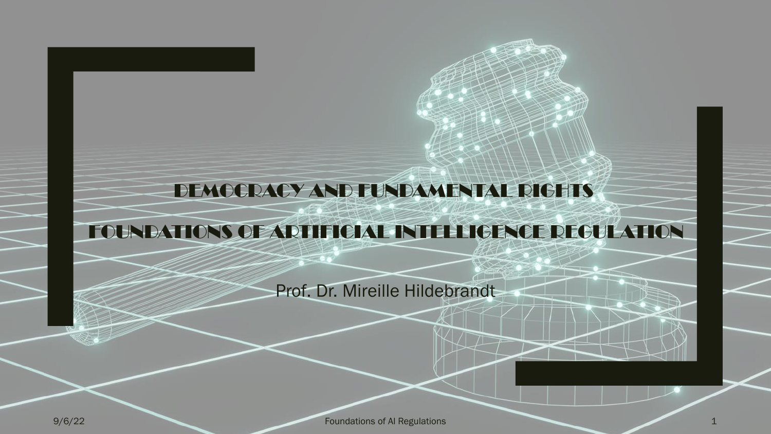# DEMOCRACY AND FUNDAMENTAL RIGHTS

# FOUNDATIONS OF ARTIFICIAL INTELLIGENCE REGULATION

Prof. Dr. Mireille Hildebrandt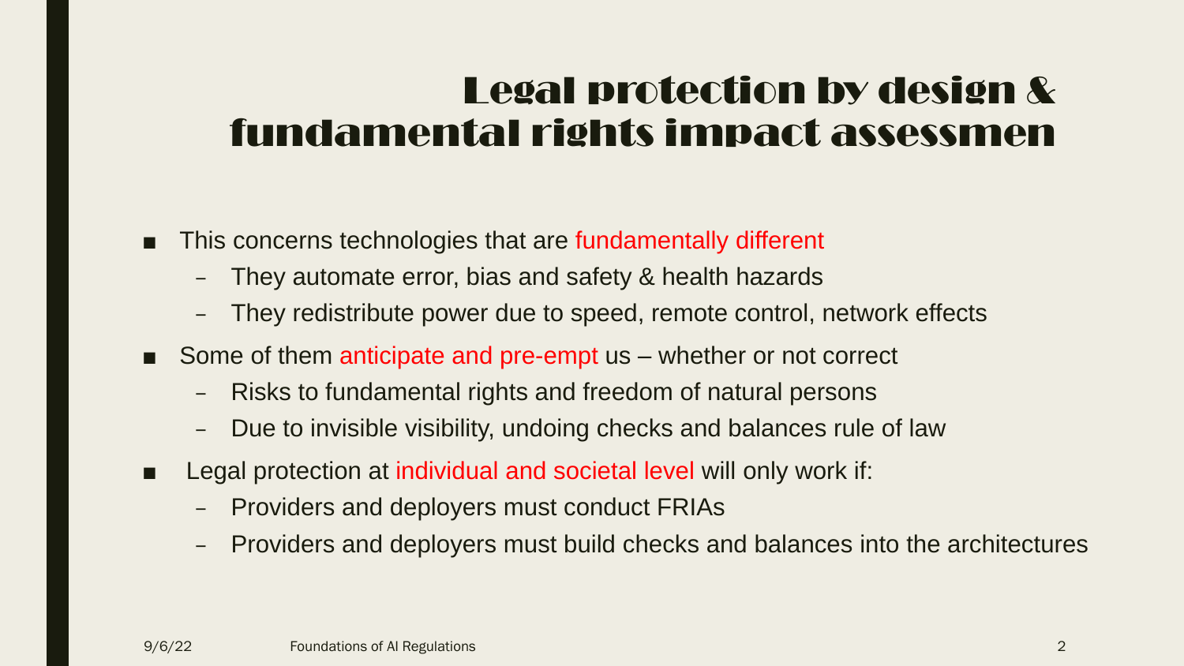# Legal protection by design & fundamental rights impact assessmen

- This concerns technologies that are fundamentally different
  - They automate error, bias and safety & health hazards
  - They redistribute power due to speed, remote control, network effects
- Some of them anticipate and pre-empt us – whether or not correct
  - Risks to fundamental rights and freedom of natural persons
  - Due to invisible visibility, undoing checks and balances rule of law
- Legal protection at individual and societal level will only work if:
  - Providers and deployers must conduct FRIAs
  - Providers and deployers must build checks and balances into the architectures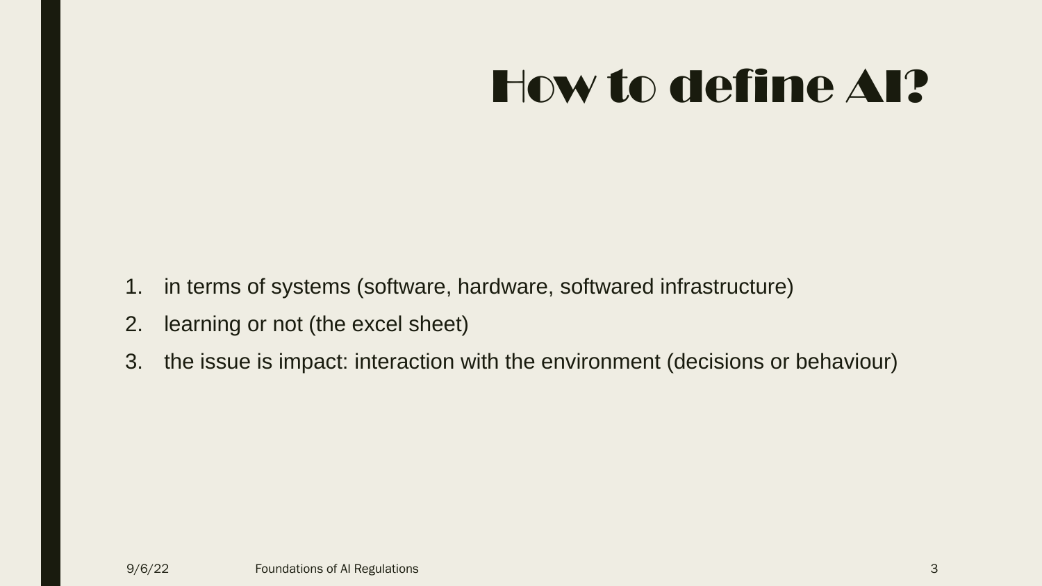# How to define AI?

1. in terms of systems (software, hardware, softwared infrastructure)
2. learning or not (the excel sheet)
3. the issue is impact: interaction with the environment (decisions or behaviour)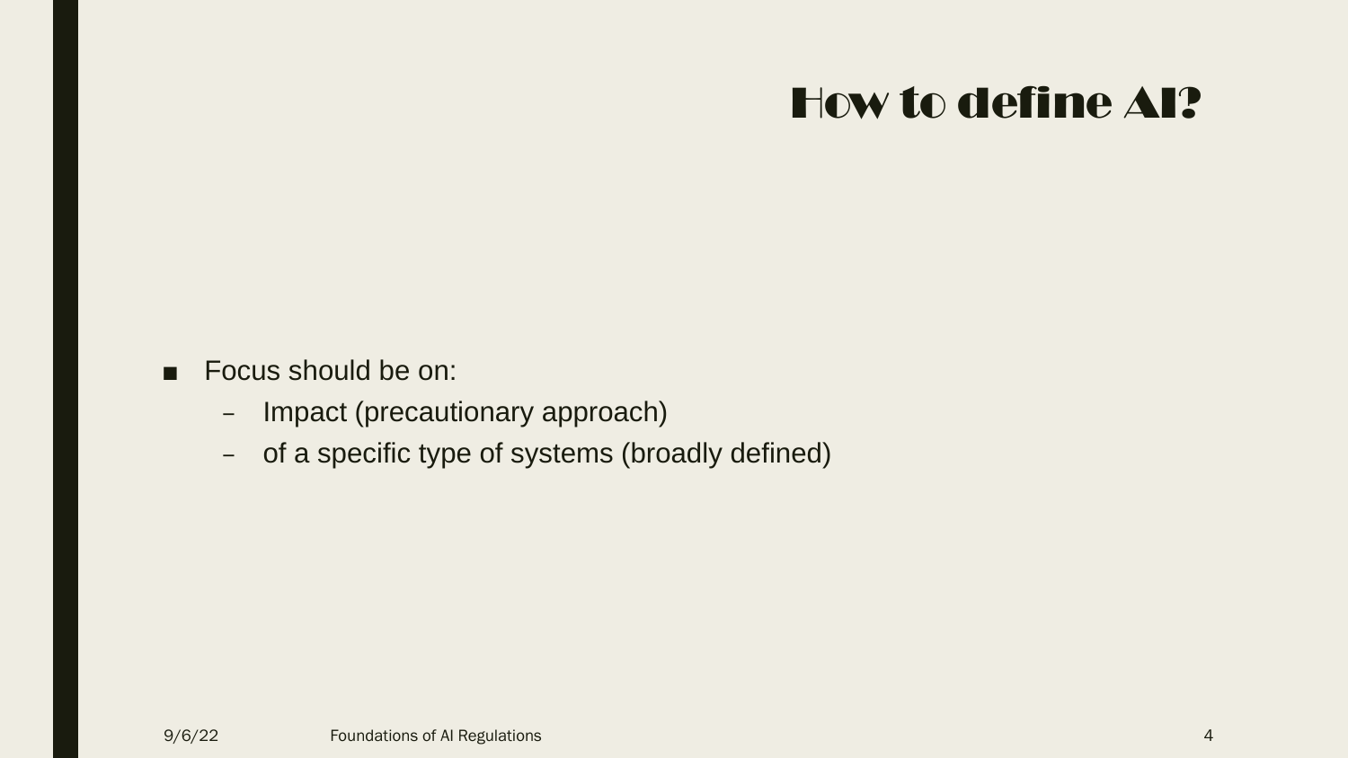# How to define AI?

- Focus should be on:
  - Impact (precautionary approach)
  - of a specific type of systems (broadly defined)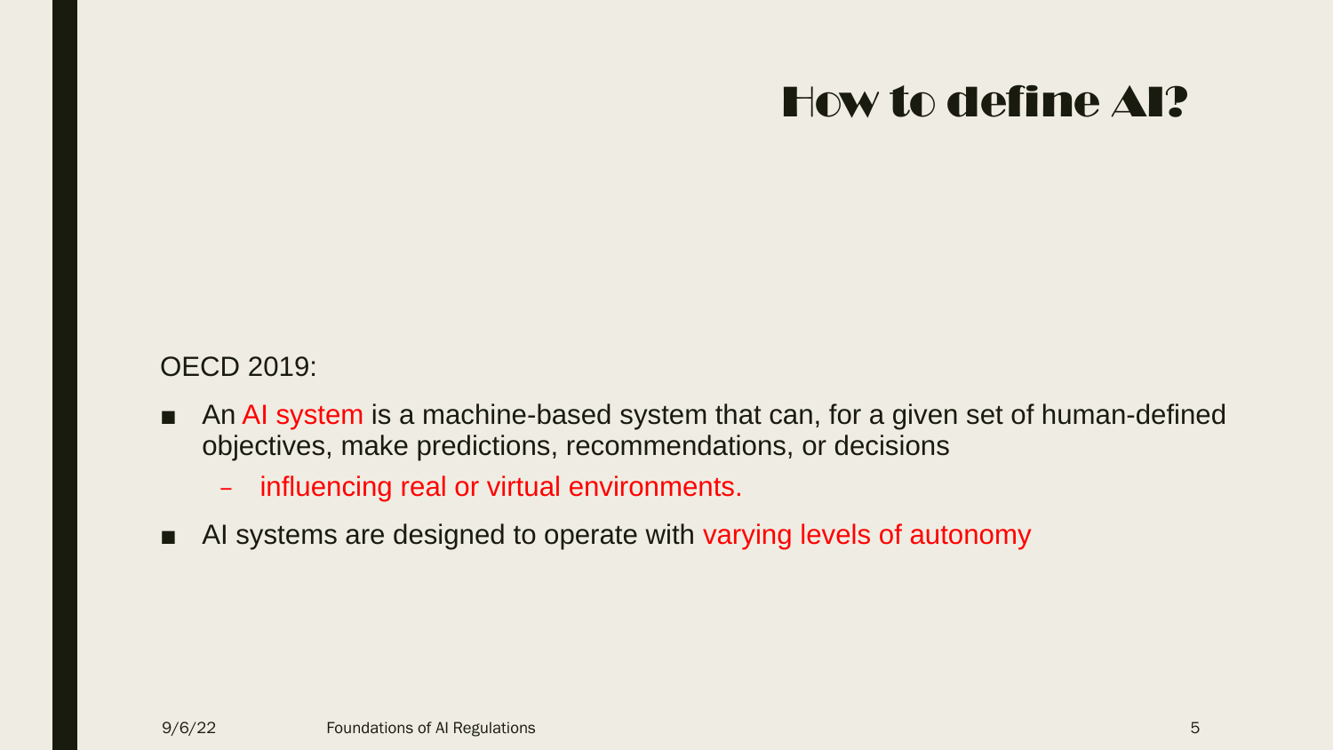# How to define AI?

OECD 2019:

- An AI system is a machine-based system that can, for a given set of human-defined objectives, make predictions, recommendations, or decisions
  - influencing real or virtual environments.
- AI systems are designed to operate with varying levels of autonomy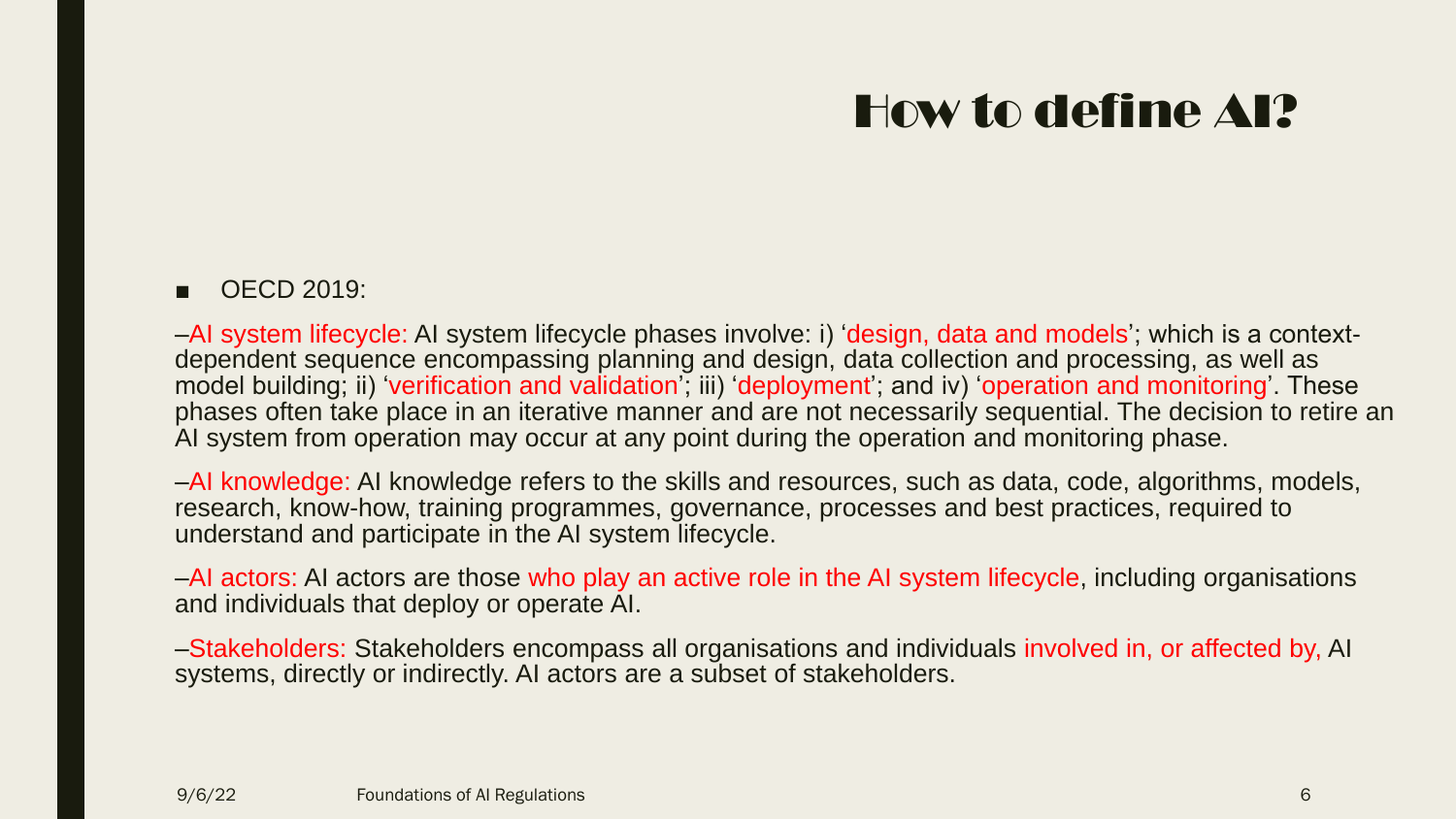# How to define AI?

- OECD 2019:

–AI system lifecycle: AI system lifecycle phases involve: i) 'design, data and models'; which is a context-dependent sequence encompassing planning and design, data collection and processing, as well as model building; ii) 'verification and validation'; iii) 'deployment'; and iv) 'operation and monitoring'. These phases often take place in an iterative manner and are not necessarily sequential. The decision to retire an AI system from operation may occur at any point during the operation and monitoring phase.

–AI knowledge: AI knowledge refers to the skills and resources, such as data, code, algorithms, models, research, know-how, training programmes, governance, processes and best practices, required to understand and participate in the AI system lifecycle.

–AI actors: AI actors are those who play an active role in the AI system lifecycle, including organisations and individuals that deploy or operate AI.

–Stakeholders: Stakeholders encompass all organisations and individuals involved in, or affected by, AI systems, directly or indirectly. AI actors are a subset of stakeholders.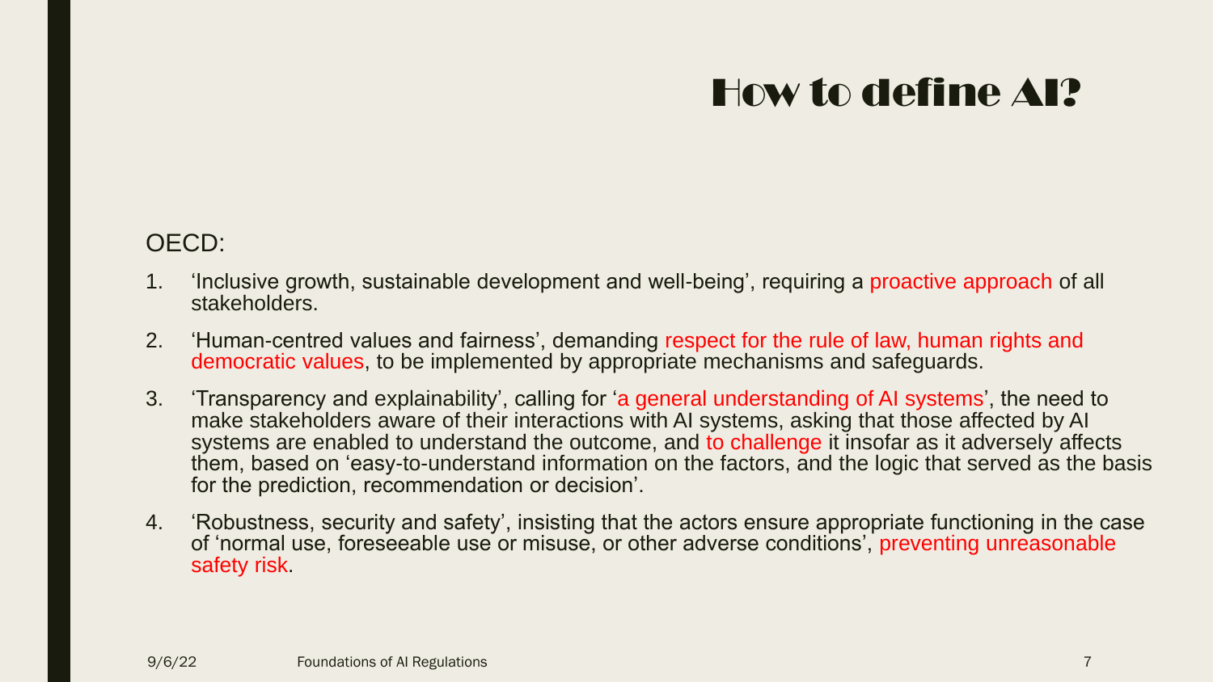# How to define AI?

OECD:

1. 'Inclusive growth, sustainable development and well-being', requiring a proactive approach of all stakeholders.
2. 'Human-centred values and fairness', demanding respect for the rule of law, human rights and democratic values, to be implemented by appropriate mechanisms and safeguards.
3. 'Transparency and explainability', calling for 'a general understanding of AI systems', the need to make stakeholders aware of their interactions with AI systems, asking that those affected by AI systems are enabled to understand the outcome, and to challenge it insofar as it adversely affects them, based on 'easy-to-understand information on the factors, and the logic that served as the basis for the prediction, recommendation or decision'.
4. 'Robustness, security and safety', insisting that the actors ensure appropriate functioning in the case of 'normal use, foreseeable use or misuse, or other adverse conditions', preventing unreasonable safety risk.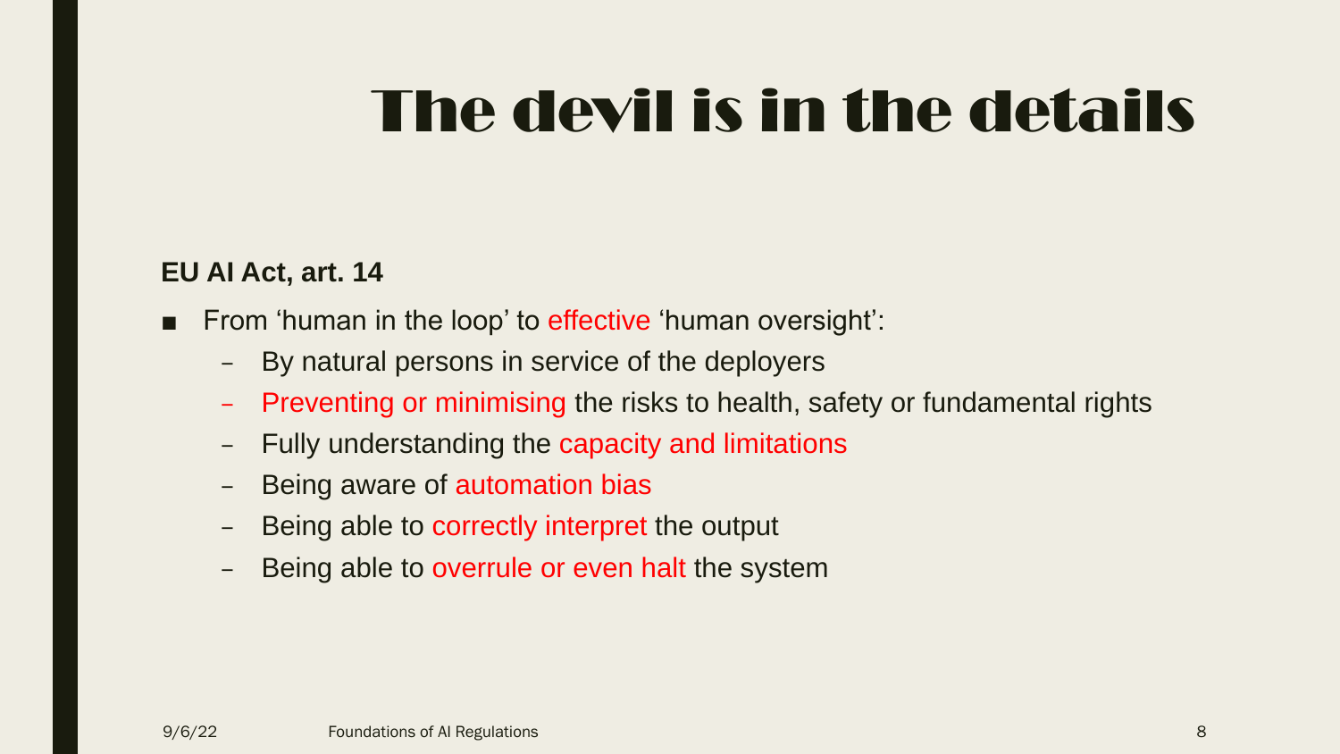# The devil is in the details

**EU AI Act, art. 14**

- From ‘human in the loop’ to effective ‘human oversight’:
  - By natural persons in service of the deployers
  - Preventing or minimising the risks to health, safety or fundamental rights
  - Fully understanding the capacity and limitations
  - Being aware of automation bias
  - Being able to correctly interpret the output
  - Being able to overrule or even halt the system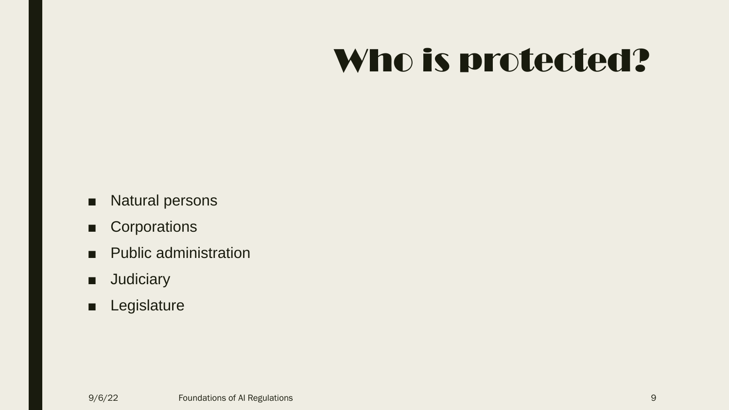# Who is protected?

- Natural persons
- Corporations
- Public administration
- Judiciary
- Legislature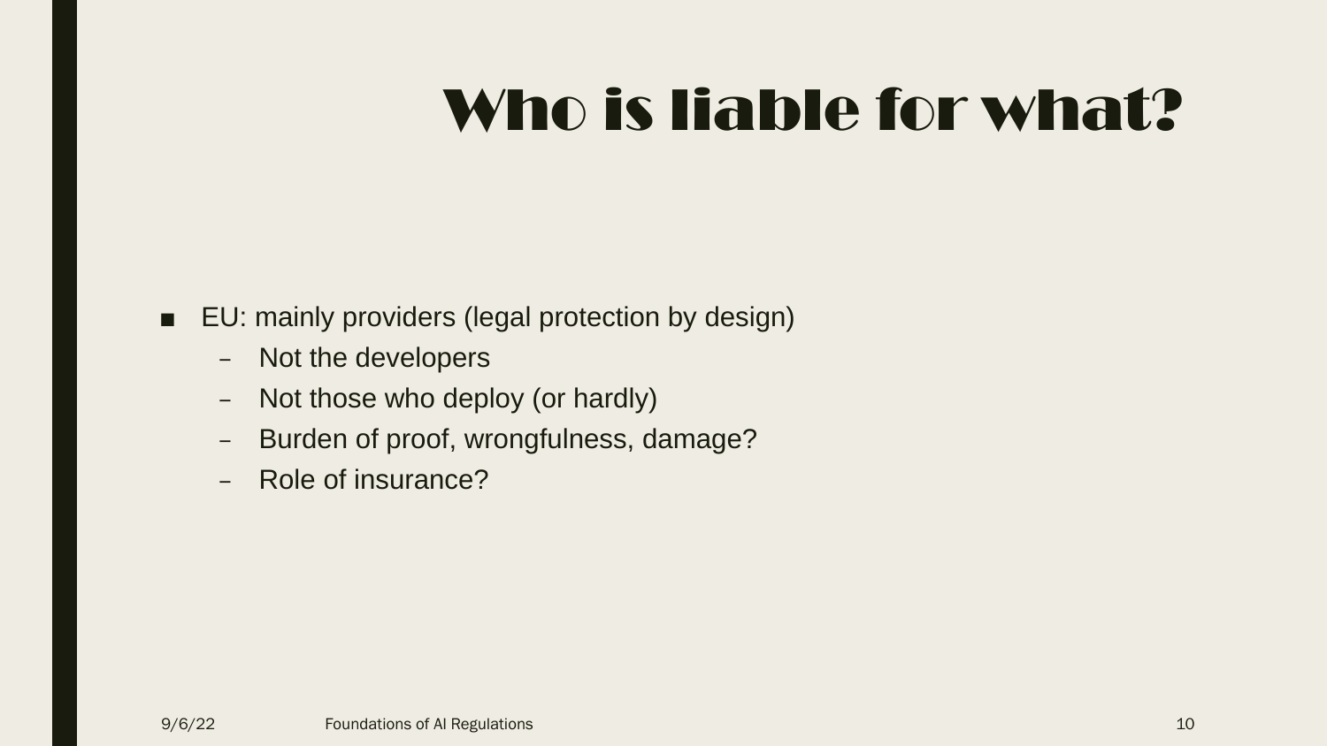# Who is liable for what?

- EU: mainly providers (legal protection by design)
  - Not the developers
  - Not those who deploy (or hardly)
  - Burden of proof, wrongfulness, damage?
  - Role of insurance?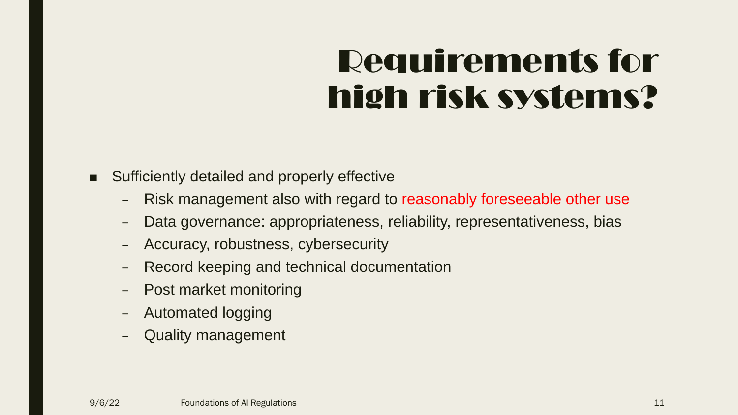# Requirements for high risk systems?

- Sufficiently detailed and properly effective
  - Risk management also with regard to reasonably foreseeable other use
  - Data governance: appropriateness, reliability, representativeness, bias
  - Accuracy, robustness, cybersecurity
  - Record keeping and technical documentation
  - Post market monitoring
  - Automated logging
  - Quality management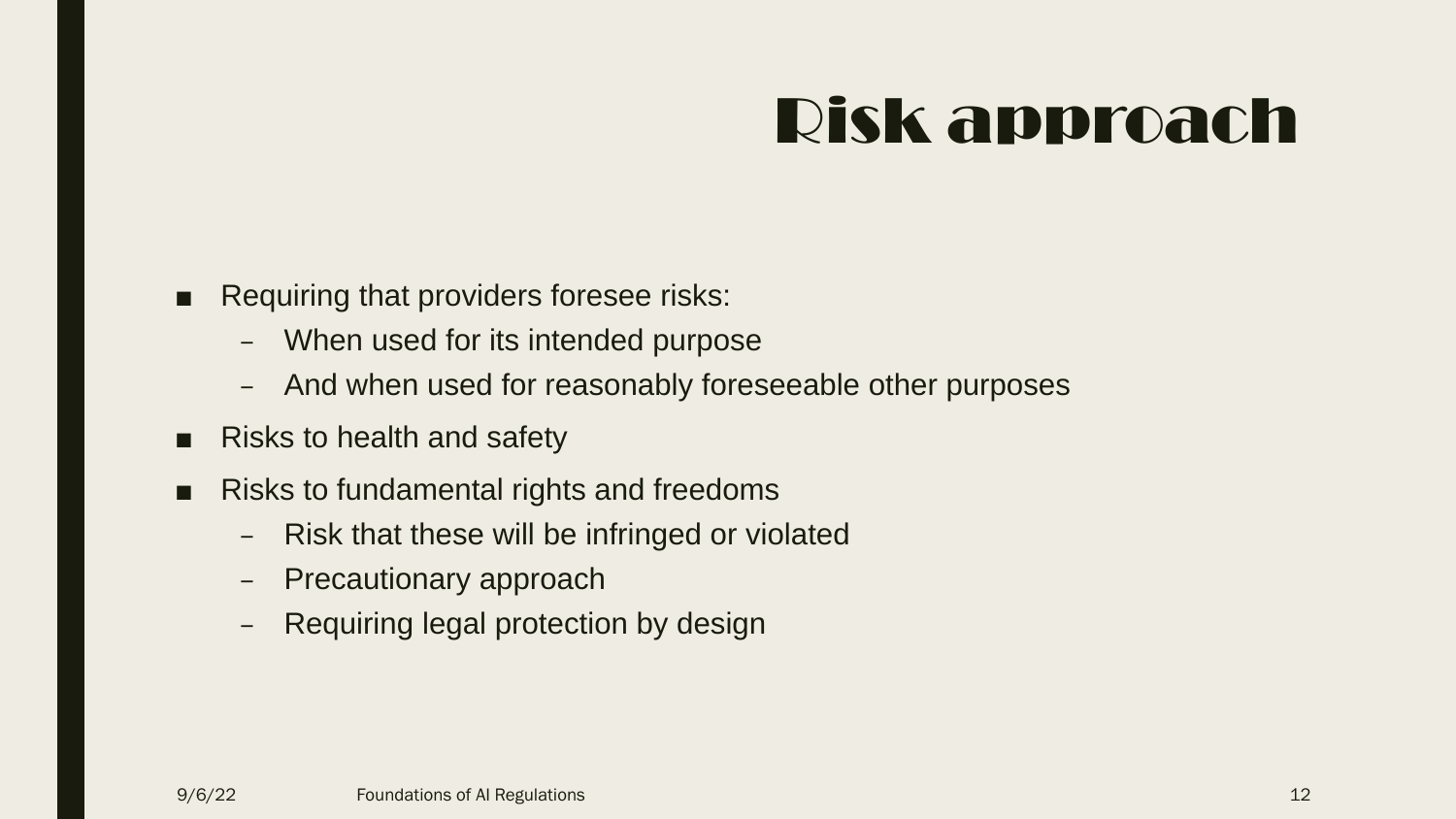# Risk approach

- Requiring that providers foresee risks:
  - When used for its intended purpose
  - And when used for reasonably foreseeable other purposes
- Risks to health and safety
- Risks to fundamental rights and freedoms
  - Risk that these will be infringed or violated
  - Precautionary approach
  - Requiring legal protection by design